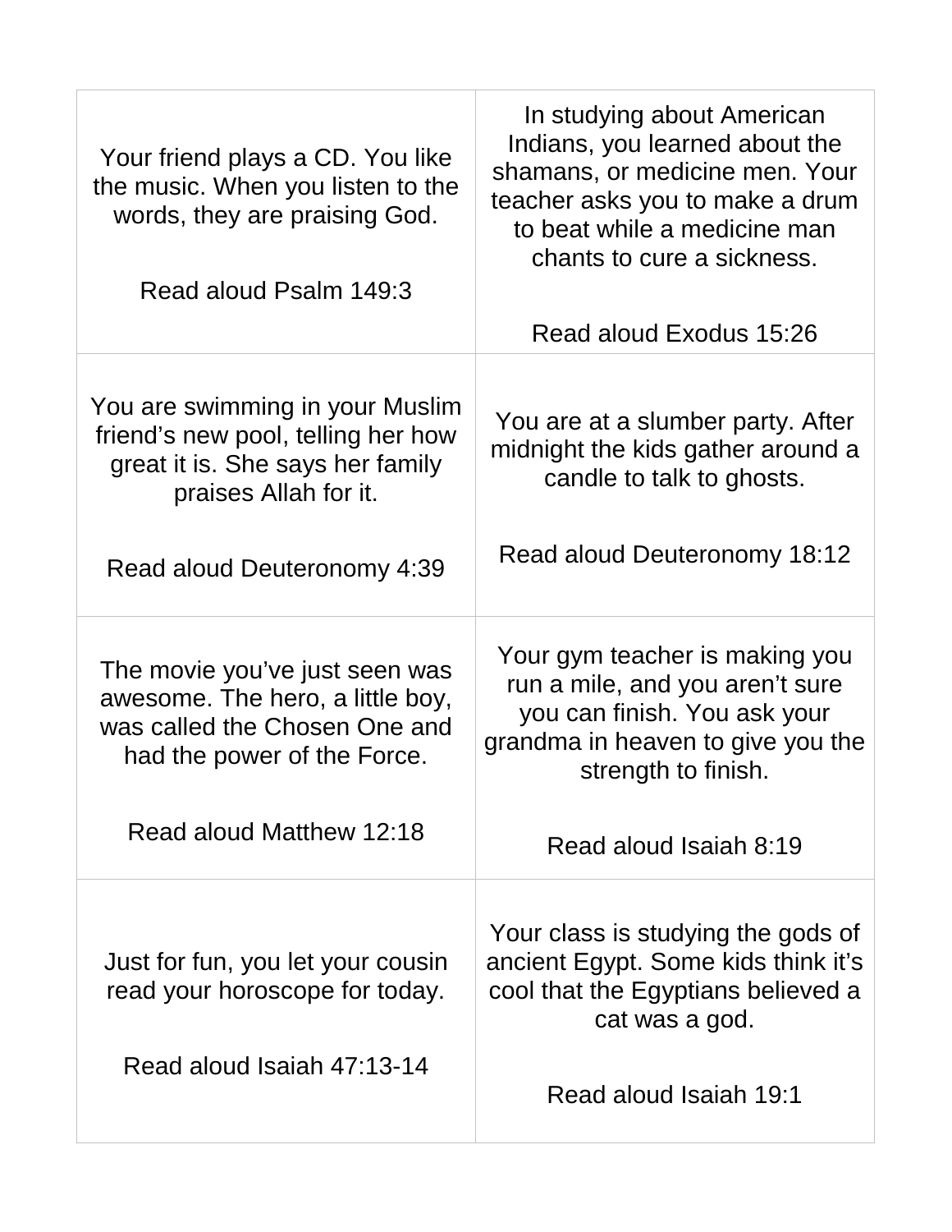| | |
|---|---|
| Your friend plays a CD. You like the music. When you listen to the words, they are praising God.<br><br>Read aloud Psalm 149:3 | In studying about American Indians, you learned about the shamans, or medicine men. Your teacher asks you to make a drum to beat while a medicine man chants to cure a sickness.<br><br>Read aloud Exodus 15:26 |
| You are swimming in your Muslim friend's new pool, telling her how great it is. She says her family praises Allah for it.<br><br>Read aloud Deuteronomy 4:39 | You are at a slumber party. After midnight the kids gather around a candle to talk to ghosts.<br><br>Read aloud Deuteronomy 18:12 |
| The movie you've just seen was awesome. The hero, a little boy, was called the Chosen One and had the power of the Force.<br><br>Read aloud Matthew 12:18 | Your gym teacher is making you run a mile, and you aren't sure you can finish. You ask your grandma in heaven to give you the strength to finish.<br><br>Read aloud Isaiah 8:19 |
| Just for fun, you let your cousin read your horoscope for today.<br><br>Read aloud Isaiah 47:13-14 | Your class is studying the gods of ancient Egypt. Some kids think it's cool that the Egyptians believed a cat was a god.<br><br>Read aloud Isaiah 19:1 |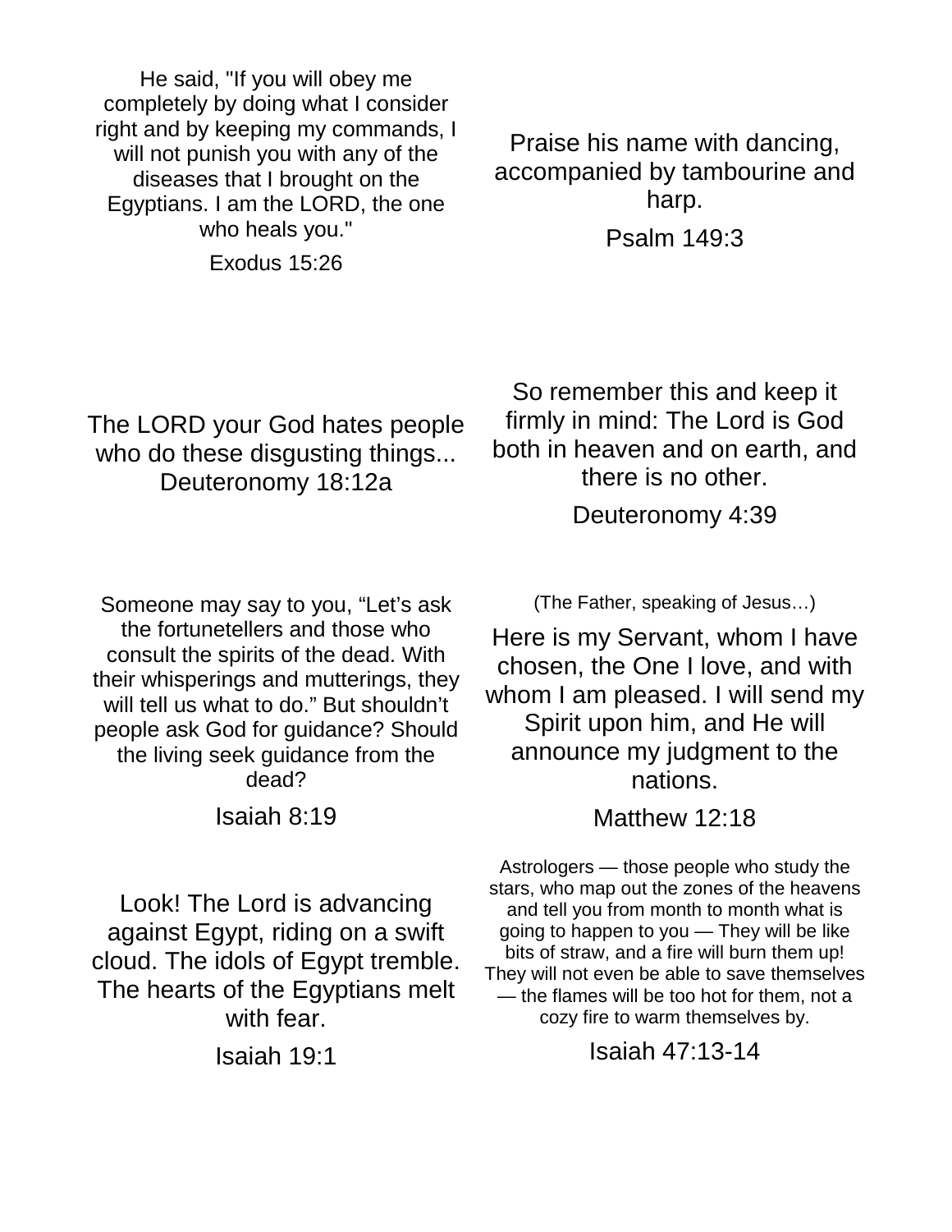He said, "If you will obey me completely by doing what I consider right and by keeping my commands, I will not punish you with any of the diseases that I brought on the Egyptians. I am the LORD, the one who heals you."

Exodus 15:26

Praise his name with dancing, accompanied by tambourine and harp.

Psalm 149:3

The LORD your God hates people who do these disgusting things... Deuteronomy 18:12a

So remember this and keep it firmly in mind: The Lord is God both in heaven and on earth, and there is no other.

Deuteronomy 4:39

Someone may say to you, "Let's ask the fortunetellers and those who consult the spirits of the dead. With their whisperings and mutterings, they will tell us what to do." But shouldn't people ask God for guidance? Should the living seek guidance from the dead?

Isaiah 8:19

(The Father, speaking of Jesus…)

Here is my Servant, whom I have chosen, the One I love, and with whom I am pleased. I will send my Spirit upon him, and He will announce my judgment to the nations.

Matthew 12:18

Look! The Lord is advancing against Egypt, riding on a swift cloud. The idols of Egypt tremble. The hearts of the Egyptians melt with fear.

Isaiah 19:1

Astrologers — those people who study the stars, who map out the zones of the heavens and tell you from month to month what is going to happen to you — They will be like bits of straw, and a fire will burn them up! They will not even be able to save themselves — the flames will be too hot for them, not a cozy fire to warm themselves by.

Isaiah 47:13-14